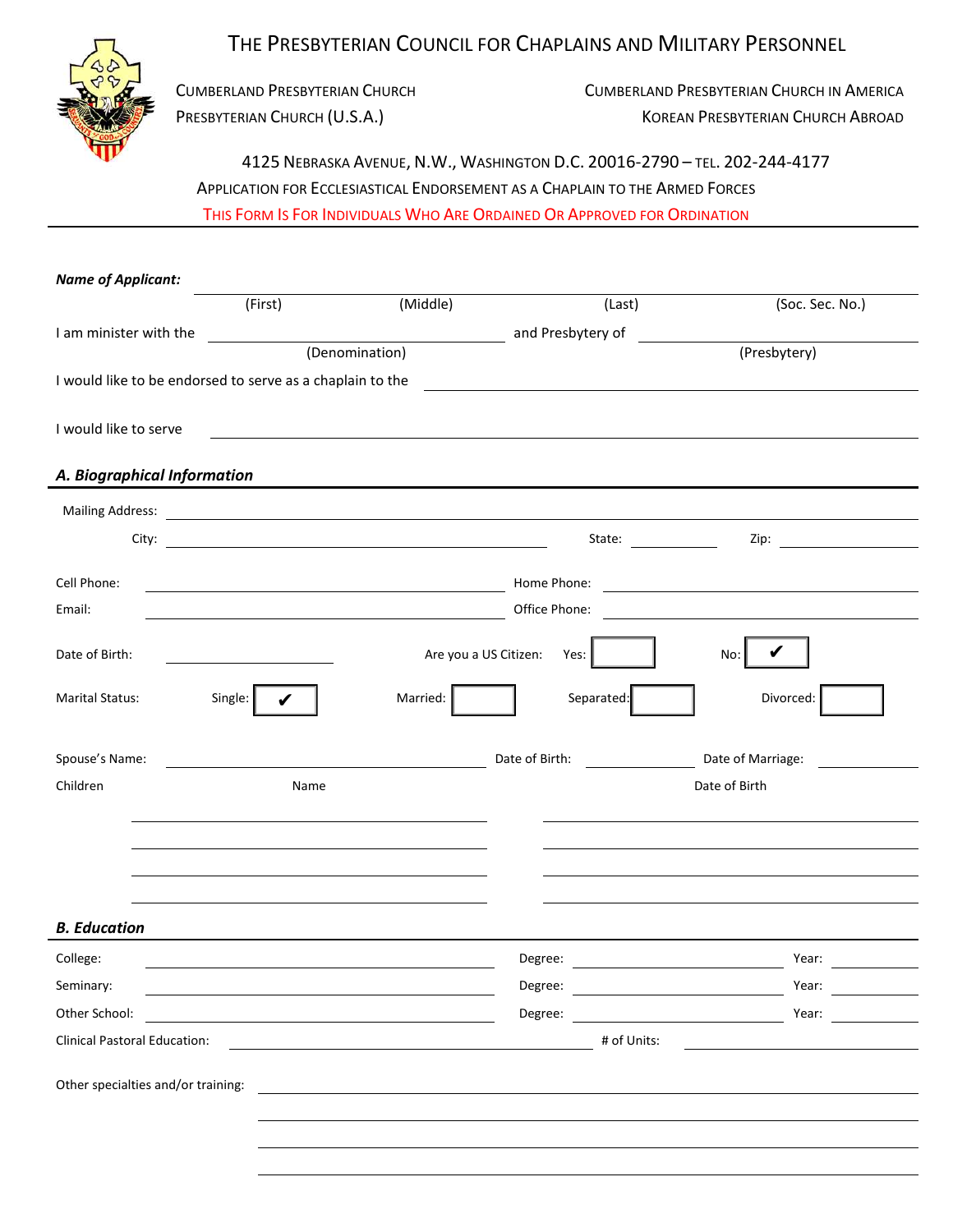# The Presbyterian Council for Chaplains and Military Personnel

Cumberland Presbyterian Church
Presbyterian Church (U.S.A.)

Cumberland Presbyterian Church in America
Korean Presbyterian Church Abroad

4125 Nebraska Avenue, N.W., Washington D.C. 20016-2790 – Tel. 202-244-4177

Application for Ecclesiastical Endorsement as a Chaplain to the Armed Forces

This Form Is For Individuals Who Are Ordained Or Approved for Ordination

***Name of Applicant:*** ______________________________________________

(First) (Middle) (Last) (Soc. Sec. No.)

I am minister with the ____________________ and Presbytery of ____________________

(Denomination) (Presbytery)

I would like to be endorsed to serve as a chaplain to the ____________________

I would like to serve ____________________

## *A. Biographical Information*

Mailing Address: ____________________

City: ____________________ State: __________ Zip: __________

Cell Phone: ____________________ Home Phone: ____________________

Email: ____________________ Office Phone: ____________________

Date of Birth: ____________________ Are you a US Citizen: Yes: ☐ No: ☑

Marital Status: Single: ☑ Married: ☐ Separated: ☐ Divorced: ☐

Spouse's Name: ____________________ Date of Birth: __________ Date of Marriage: __________

| Children Name | Date of Birth |
|---|---|
| | |
| | |
| | |
| | |

## *B. Education*

College: ____________________ Degree: ____________________ Year: __________

Seminary: ____________________ Degree: ____________________ Year: __________

Other School: ____________________ Degree: ____________________ Year: __________

Clinical Pastoral Education: ____________________ # of Units: __________

Other specialties and/or training: ____________________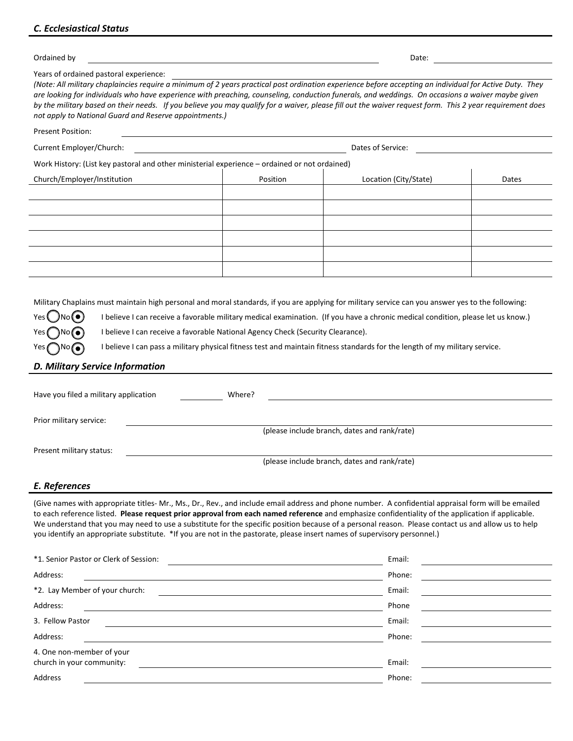### *C. Ecclesiastical Status*

Ordained by ______________________________ Date: ______________

Years of ordained pastoral experience: ______________________________

*(Note: All military chaplaincies require a minimum of 2 years practical post ordination experience before accepting an individual for Active Duty. They are looking for individuals who have experience with preaching, counseling, conduction funerals, and weddings. On occasions a waiver maybe given by the military based on their needs. If you believe you may qualify for a waiver, please fill out the waiver request form. This 2 year requirement does not apply to National Guard and Reserve appointments.)*

Present Position: ______________________________

Current Employer/Church: ______________________________ Dates of Service: ______________

Work History: (List key pastoral and other ministerial experience – ordained or not ordained)

| Church/Employer/Institution | Position | Location (City/State) | Dates |
|---|---|---|---|
| | | | |
| | | | |
| | | | |
| | | | |
| | | | |
| | | | |

Military Chaplains must maintain high personal and moral standards, if you are applying for military service can you answer yes to the following:

Yes ◯ No ◉ I believe I can receive a favorable military medical examination. (If you have a chronic medical condition, please let us know.)

Yes ◯ No ◉ I believe I can receive a favorable National Agency Check (Security Clearance).

Yes ◯ No ◉ I believe I can pass a military physical fitness test and maintain fitness standards for the length of my military service.

### *D. Military Service Information*

Have you filed a military application ________ Where? ______________________________

Prior military service: ______________________________
(please include branch, dates and rank/rate)

Present military status: ______________________________
(please include branch, dates and rank/rate)

### *E. References*

(Give names with appropriate titles- Mr., Ms., Dr., Rev., and include email address and phone number. A confidential appraisal form will be emailed to each reference listed. **Please request prior approval from each named reference** and emphasize confidentiality of the application if applicable. We understand that you may need to use a substitute for the specific position because of a personal reason. Please contact us and allow us to help you identify an appropriate substitute. *If you are not in the pastorate, please insert names of supervisory personnel.)

*1. Senior Pastor or Clerk of Session: ______________________________ Email: ______________

Address: ______________________________ Phone: ______________

*2. Lay Member of your church: ______________________________ Email: ______________

Address: ______________________________ Phone ______________

3. Fellow Pastor ______________________________ Email: ______________

Address: ______________________________ Phone: ______________

4. One non-member of your church in your community: ______________________________ Email: ______________

Address ______________________________ Phone: ______________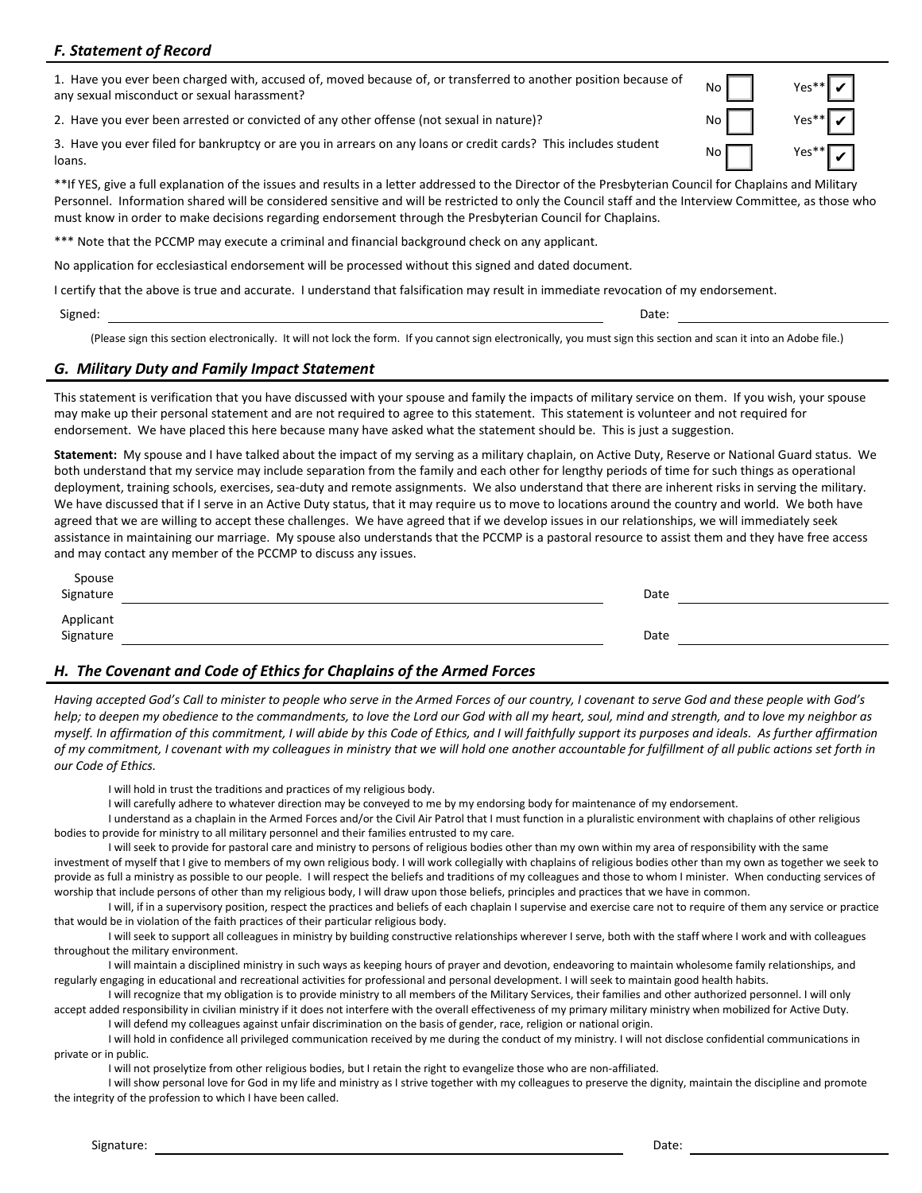### *F. Statement of Record*

| | No | Yes** |
|---|---|---|
| 1. Have you ever been charged with, accused of, moved because of, or transferred to another position because of any sexual misconduct or sexual harassment? | ☐ | ✔ |
| 2. Have you ever been arrested or convicted of any other offense (not sexual in nature)? | ☐ | ✔ |
| 3. Have you ever filed for bankruptcy or are you in arrears on any loans or credit cards? This includes student loans. | ☐ | ✔ |

**If YES, give a full explanation of the issues and results in a letter addressed to the Director of the Presbyterian Council for Chaplains and Military Personnel. Information shared will be considered sensitive and will be restricted to only the Council staff and the Interview Committee, as those who must know in order to make decisions regarding endorsement through the Presbyterian Council for Chaplains.

*** Note that the PCCMP may execute a criminal and financial background check on any applicant.

No application for ecclesiastical endorsement will be processed without this signed and dated document.

I certify that the above is true and accurate. I understand that falsification may result in immediate revocation of my endorsement.

Signed: ______________________________ Date: ______________

(Please sign this section electronically. It will not lock the form. If you cannot sign electronically, you must sign this section and scan it into an Adobe file.)

### *G. Military Duty and Family Impact Statement*

This statement is verification that you have discussed with your spouse and family the impacts of military service on them. If you wish, your spouse may make up their personal statement and are not required to agree to this statement. This statement is volunteer and not required for endorsement. We have placed this here because many have asked what the statement should be. This is just a suggestion.

**Statement:** My spouse and I have talked about the impact of my serving as a military chaplain, on Active Duty, Reserve or National Guard status. We both understand that my service may include separation from the family and each other for lengthy periods of time for such things as operational deployment, training schools, exercises, sea-duty and remote assignments. We also understand that there are inherent risks in serving the military. We have discussed that if I serve in an Active Duty status, that it may require us to move to locations around the country and world. We both have agreed that we are willing to accept these challenges. We have agreed that if we develop issues in our relationships, we will immediately seek assistance in maintaining our marriage. My spouse also understands that the PCCMP is a pastoral resource to assist them and they have free access and may contact any member of the PCCMP to discuss any issues.

Spouse Signature ______________________________ Date ______________

Applicant Signature ______________________________ Date ______________

### *H. The Covenant and Code of Ethics for Chaplains of the Armed Forces*

*Having accepted God's Call to minister to people who serve in the Armed Forces of our country, I covenant to serve God and these people with God's help; to deepen my obedience to the commandments, to love the Lord our God with all my heart, soul, mind and strength, and to love my neighbor as myself. In affirmation of this commitment, I will abide by this Code of Ethics, and I will faithfully support its purposes and ideals. As further affirmation of my commitment, I covenant with my colleagues in ministry that we will hold one another accountable for fulfillment of all public actions set forth in our Code of Ethics.*

I will hold in trust the traditions and practices of my religious body.

I will carefully adhere to whatever direction may be conveyed to me by my endorsing body for maintenance of my endorsement.

I understand as a chaplain in the Armed Forces and/or the Civil Air Patrol that I must function in a pluralistic environment with chaplains of other religious bodies to provide for ministry to all military personnel and their families entrusted to my care.

I will seek to provide for pastoral care and ministry to persons of religious bodies other than my own within my area of responsibility with the same investment of myself that I give to members of my own religious body. I will work collegially with chaplains of religious bodies other than my own as together we seek to provide as full a ministry as possible to our people. I will respect the beliefs and traditions of my colleagues and those to whom I minister. When conducting services of worship that include persons of other than my religious body, I will draw upon those beliefs, principles and practices that we have in common.

I will, if in a supervisory position, respect the practices and beliefs of each chaplain I supervise and exercise care not to require of them any service or practice that would be in violation of the faith practices of their particular religious body.

I will seek to support all colleagues in ministry by building constructive relationships wherever I serve, both with the staff where I work and with colleagues throughout the military environment.

I will maintain a disciplined ministry in such ways as keeping hours of prayer and devotion, endeavoring to maintain wholesome family relationships, and regularly engaging in educational and recreational activities for professional and personal development. I will seek to maintain good health habits.

I will recognize that my obligation is to provide ministry to all members of the Military Services, their families and other authorized personnel. I will only accept added responsibility in civilian ministry if it does not interfere with the overall effectiveness of my primary military ministry when mobilized for Active Duty.

I will defend my colleagues against unfair discrimination on the basis of gender, race, religion or national origin.

I will hold in confidence all privileged communication received by me during the conduct of my ministry. I will not disclose confidential communications in private or in public.

I will not proselytize from other religious bodies, but I retain the right to evangelize those who are non-affiliated.

I will show personal love for God in my life and ministry as I strive together with my colleagues to preserve the dignity, maintain the discipline and promote the integrity of the profession to which I have been called.

Signature: ______________________________ Date: ______________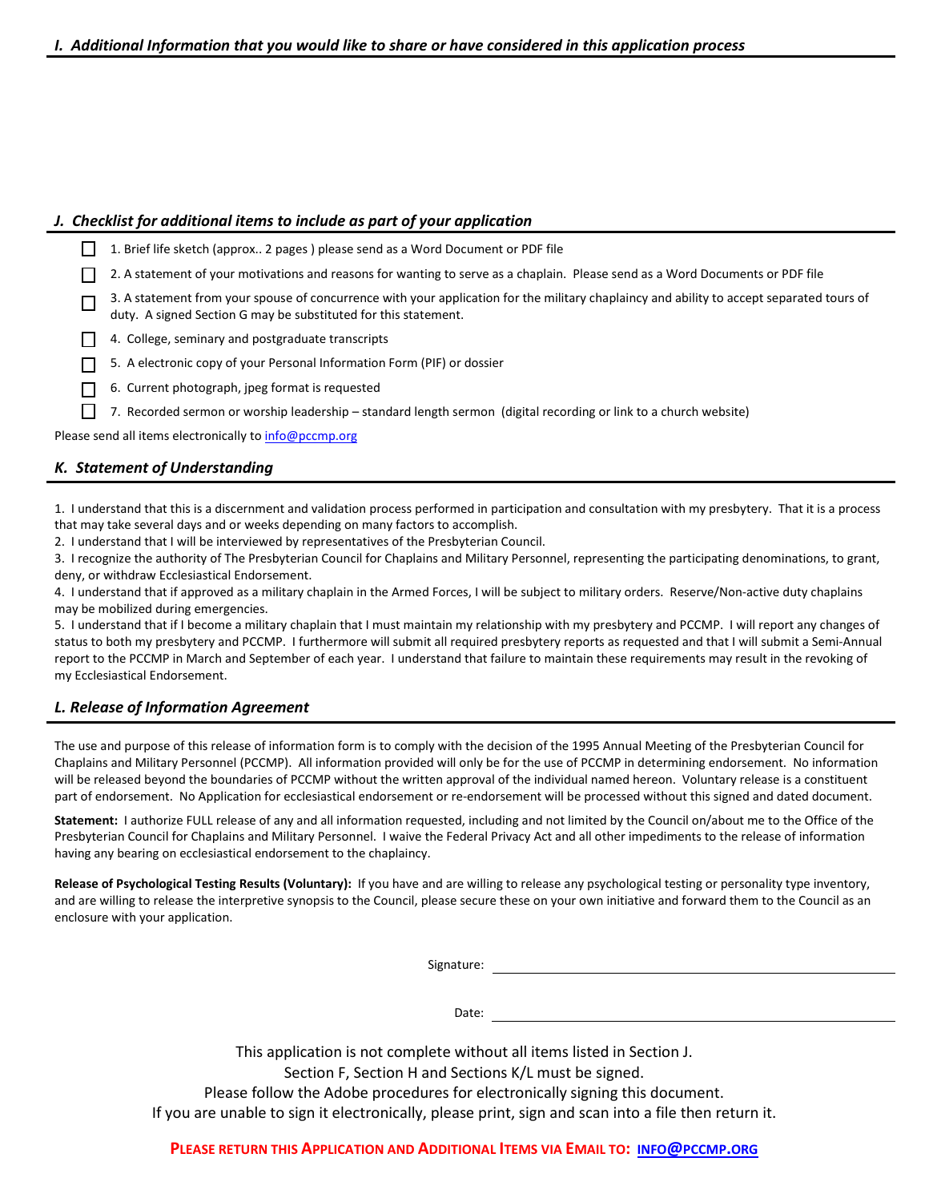## *I. Additional Information that you would like to share or have considered in this application process*

## *J. Checklist for additional items to include as part of your application*

- ☐ 1. Brief life sketch (approx.. 2 pages ) please send as a Word Document or PDF file
- ☐ 2. A statement of your motivations and reasons for wanting to serve as a chaplain. Please send as a Word Documents or PDF file
- ☐ 3. A statement from your spouse of concurrence with your application for the military chaplaincy and ability to accept separated tours of duty. A signed Section G may be substituted for this statement.
- ☐ 4. College, seminary and postgraduate transcripts
- ☐ 5. A electronic copy of your Personal Information Form (PIF) or dossier
- ☐ 6. Current photograph, jpeg format is requested
- ☐ 7. Recorded sermon or worship leadership – standard length sermon (digital recording or link to a church website)

Please send all items electronically to info@pccmp.org

## *K. Statement of Understanding*

1. I understand that this is a discernment and validation process performed in participation and consultation with my presbytery. That it is a process that may take several days and or weeks depending on many factors to accomplish.
2. I understand that I will be interviewed by representatives of the Presbyterian Council.
3. I recognize the authority of The Presbyterian Council for Chaplains and Military Personnel, representing the participating denominations, to grant, deny, or withdraw Ecclesiastical Endorsement.
4. I understand that if approved as a military chaplain in the Armed Forces, I will be subject to military orders. Reserve/Non-active duty chaplains may be mobilized during emergencies.
5. I understand that if I become a military chaplain that I must maintain my relationship with my presbytery and PCCMP. I will report any changes of status to both my presbytery and PCCMP. I furthermore will submit all required presbytery reports as requested and that I will submit a Semi-Annual report to the PCCMP in March and September of each year. I understand that failure to maintain these requirements may result in the revoking of my Ecclesiastical Endorsement.

## *L. Release of Information Agreement*

The use and purpose of this release of information form is to comply with the decision of the 1995 Annual Meeting of the Presbyterian Council for Chaplains and Military Personnel (PCCMP). All information provided will only be for the use of PCCMP in determining endorsement. No information will be released beyond the boundaries of PCCMP without the written approval of the individual named hereon. Voluntary release is a constituent part of endorsement. No Application for ecclesiastical endorsement or re-endorsement will be processed without this signed and dated document.

**Statement:** I authorize FULL release of any and all information requested, including and not limited by the Council on/about me to the Office of the Presbyterian Council for Chaplains and Military Personnel. I waive the Federal Privacy Act and all other impediments to the release of information having any bearing on ecclesiastical endorsement to the chaplaincy.

**Release of Psychological Testing Results (Voluntary):** If you have and are willing to release any psychological testing or personality type inventory, and are willing to release the interpretive synopsis to the Council, please secure these on your own initiative and forward them to the Council as an enclosure with your application.

Signature: ______________________________

Date: ______________________________

This application is not complete without all items listed in Section J.
Section F, Section H and Sections K/L must be signed.
Please follow the Adobe procedures for electronically signing this document.
If you are unable to sign it electronically, please print, sign and scan into a file then return it.

**PLEASE RETURN THIS APPLICATION AND ADDITIONAL ITEMS VIA EMAIL TO: INFO@PCCMP.ORG**